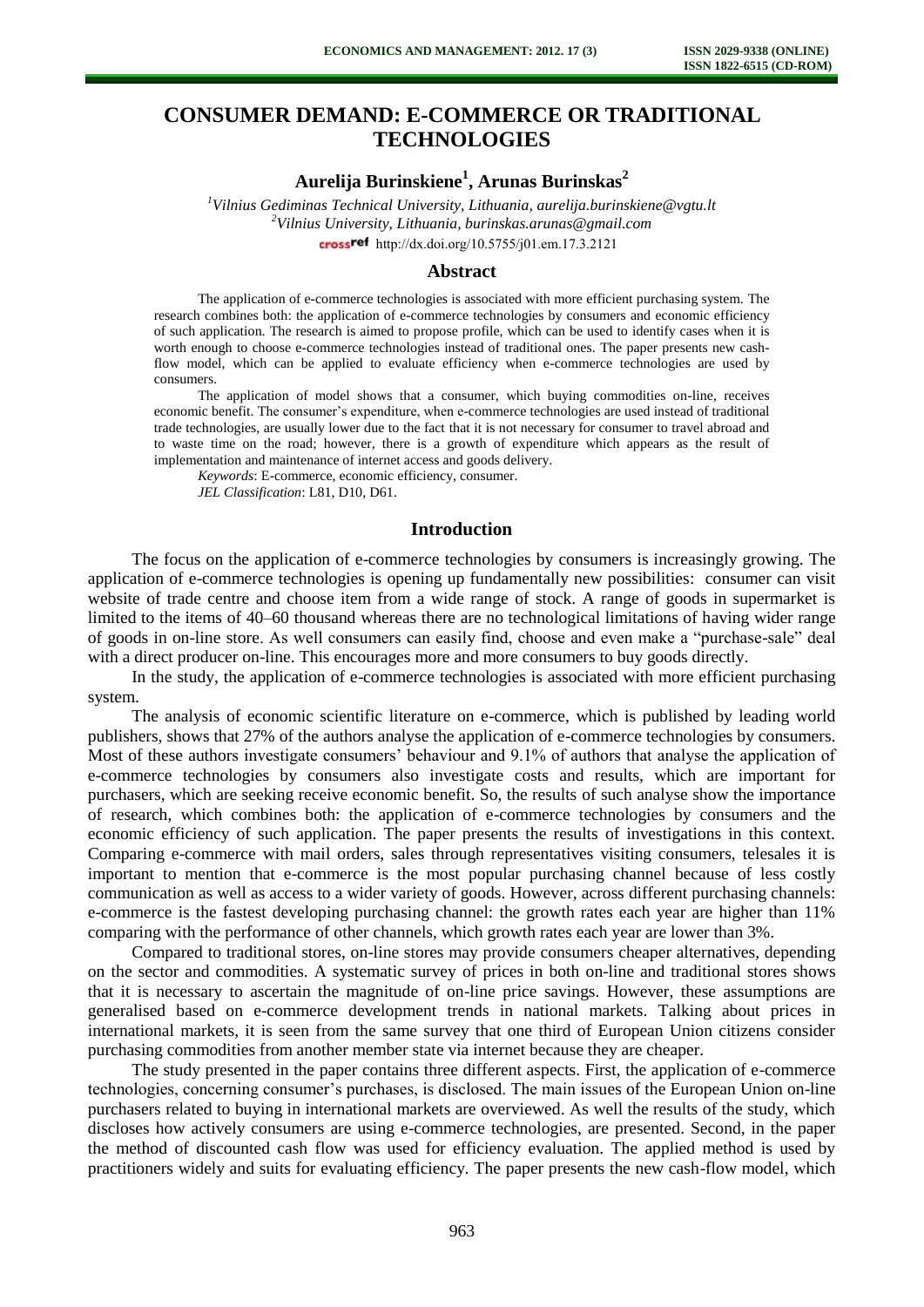# CONSUMER DEMAND: E-COMMERCE OR TRADITIONAL TECHNOLOGIES

**Aurelija Burinskiene[1], Arunas Burinskas[2]**

*[1]Vilnius Gediminas Technical University, Lithuania, aurelija.burinskiene@vgtu.lt*
*[2]Vilnius University, Lithuania, burinskas.arunas@gmail.com*
http://dx.doi.org/10.5755/j01.em.17.3.2121

## Abstract

The application of e-commerce technologies is associated with more efficient purchasing system. The research combines both: the application of e-commerce technologies by consumers and economic efficiency of such application. The research is aimed to propose profile, which can be used to identify cases when it is worth enough to choose e-commerce technologies instead of traditional ones. The paper presents new cash-flow model, which can be applied to evaluate efficiency when e-commerce technologies are used by consumers.

The application of model shows that a consumer, which buying commodities on-line, receives economic benefit. The consumer's expenditure, when e-commerce technologies are used instead of traditional trade technologies, are usually lower due to the fact that it is not necessary for consumer to travel abroad and to waste time on the road; however, there is a growth of expenditure which appears as the result of implementation and maintenance of internet access and goods delivery.

*Keywords*: E-commerce, economic efficiency, consumer.

*JEL Classification*: L81, D10, D61.

## Introduction

The focus on the application of e-commerce technologies by consumers is increasingly growing. The application of e-commerce technologies is opening up fundamentally new possibilities: consumer can visit website of trade centre and choose item from a wide range of stock. A range of goods in supermarket is limited to the items of 40–60 thousand whereas there are no technological limitations of having wider range of goods in on-line store. As well consumers can easily find, choose and even make a "purchase-sale" deal with a direct producer on-line. This encourages more and more consumers to buy goods directly.

In the study, the application of e-commerce technologies is associated with more efficient purchasing system.

The analysis of economic scientific literature on e-commerce, which is published by leading world publishers, shows that 27% of the authors analyse the application of e-commerce technologies by consumers. Most of these authors investigate consumers' behaviour and 9.1% of authors that analyse the application of e-commerce technologies by consumers also investigate costs and results, which are important for purchasers, which are seeking receive economic benefit. So, the results of such analyse show the importance of research, which combines both: the application of e-commerce technologies by consumers and the economic efficiency of such application. The paper presents the results of investigations in this context. Comparing e-commerce with mail orders, sales through representatives visiting consumers, telesales it is important to mention that e-commerce is the most popular purchasing channel because of less costly communication as well as access to a wider variety of goods. However, across different purchasing channels: e-commerce is the fastest developing purchasing channel: the growth rates each year are higher than 11% comparing with the performance of other channels, which growth rates each year are lower than 3%.

Compared to traditional stores, on-line stores may provide consumers cheaper alternatives, depending on the sector and commodities. A systematic survey of prices in both on-line and traditional stores shows that it is necessary to ascertain the magnitude of on-line price savings. However, these assumptions are generalised based on e-commerce development trends in national markets. Talking about prices in international markets, it is seen from the same survey that one third of European Union citizens consider purchasing commodities from another member state via internet because they are cheaper.

The study presented in the paper contains three different aspects. First, the application of e-commerce technologies, concerning consumer's purchases, is disclosed. The main issues of the European Union on-line purchasers related to buying in international markets are overviewed. As well the results of the study, which discloses how actively consumers are using e-commerce technologies, are presented. Second, in the paper the method of discounted cash flow was used for efficiency evaluation. The applied method is used by practitioners widely and suits for evaluating efficiency. The paper presents the new cash-flow model, which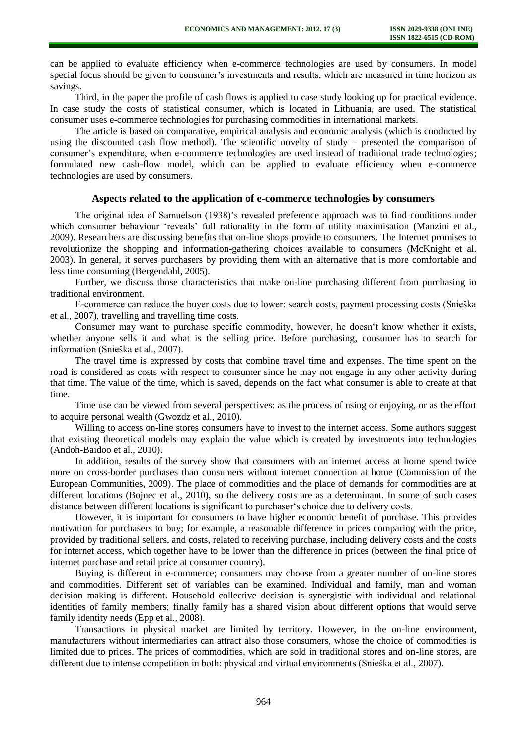can be applied to evaluate efficiency when e-commerce technologies are used by consumers. In model special focus should be given to consumer's investments and results, which are measured in time horizon as savings.

Third, in the paper the profile of cash flows is applied to case study looking up for practical evidence. In case study the costs of statistical consumer, which is located in Lithuania, are used. The statistical consumer uses e-commerce technologies for purchasing commodities in international markets.

The article is based on comparative, empirical analysis and economic analysis (which is conducted by using the discounted cash flow method). The scientific novelty of study – presented the comparison of consumer's expenditure, when e-commerce technologies are used instead of traditional trade technologies; formulated new cash-flow model, which can be applied to evaluate efficiency when e-commerce technologies are used by consumers.

## Aspects related to the application of e-commerce technologies by consumers

The original idea of Samuelson (1938)'s revealed preference approach was to find conditions under which consumer behaviour 'reveals' full rationality in the form of utility maximisation (Manzini et al., 2009). Researchers are discussing benefits that on-line shops provide to consumers. The Internet promises to revolutionize the shopping and information-gathering choices available to consumers (McKnight et al. 2003). In general, it serves purchasers by providing them with an alternative that is more comfortable and less time consuming (Bergendahl, 2005).

Further, we discuss those characteristics that make on-line purchasing different from purchasing in traditional environment.

E-commerce can reduce the buyer costs due to lower: search costs, payment processing costs (Snieška et al., 2007), travelling and travelling time costs.

Consumer may want to purchase specific commodity, however, he doesn't know whether it exists, whether anyone sells it and what is the selling price. Before purchasing, consumer has to search for information (Snieška et al., 2007).

The travel time is expressed by costs that combine travel time and expenses. The time spent on the road is considered as costs with respect to consumer since he may not engage in any other activity during that time. The value of the time, which is saved, depends on the fact what consumer is able to create at that time.

Time use can be viewed from several perspectives: as the process of using or enjoying, or as the effort to acquire personal wealth (Gwozdz et al., 2010).

Willing to access on-line stores consumers have to invest to the internet access. Some authors suggest that existing theoretical models may explain the value which is created by investments into technologies (Andoh-Baidoo et al., 2010).

In addition, results of the survey show that consumers with an internet access at home spend twice more on cross-border purchases than consumers without internet connection at home (Commission of the European Communities, 2009). The place of commodities and the place of demands for commodities are at different locations (Bojnec et al., 2010), so the delivery costs are as a determinant. In some of such cases distance between different locations is significant to purchaser's choice due to delivery costs.

However, it is important for consumers to have higher economic benefit of purchase. This provides motivation for purchasers to buy; for example, a reasonable difference in prices comparing with the price, provided by traditional sellers, and costs, related to receiving purchase, including delivery costs and the costs for internet access, which together have to be lower than the difference in prices (between the final price of internet purchase and retail price at consumer country).

Buying is different in e-commerce; consumers may choose from a greater number of on-line stores and commodities. Different set of variables can be examined. Individual and family, man and woman decision making is different. Household collective decision is synergistic with individual and relational identities of family members; finally family has a shared vision about different options that would serve family identity needs (Epp et al., 2008).

Transactions in physical market are limited by territory. However, in the on-line environment, manufacturers without intermediaries can attract also those consumers, whose the choice of commodities is limited due to prices. The prices of commodities, which are sold in traditional stores and on-line stores, are different due to intense competition in both: physical and virtual environments (Snieška et al., 2007).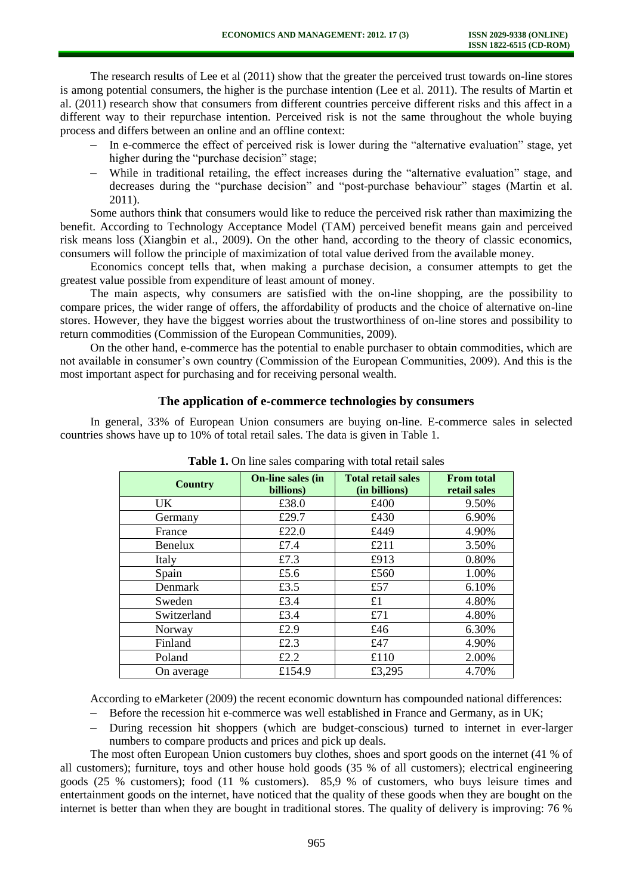The research results of Lee et al (2011) show that the greater the perceived trust towards on-line stores is among potential consumers, the higher is the purchase intention (Lee et al. 2011). The results of Martin et al. (2011) research show that consumers from different countries perceive different risks and this affect in a different way to their repurchase intention. Perceived risk is not the same throughout the whole buying process and differs between an online and an offline context:

- In e-commerce the effect of perceived risk is lower during the "alternative evaluation" stage, yet higher during the "purchase decision" stage;
- While in traditional retailing, the effect increases during the "alternative evaluation" stage, and decreases during the "purchase decision" and "post-purchase behaviour" stages (Martin et al. 2011).

Some authors think that consumers would like to reduce the perceived risk rather than maximizing the benefit. According to Technology Acceptance Model (TAM) perceived benefit means gain and perceived risk means loss (Xiangbin et al., 2009). On the other hand, according to the theory of classic economics, consumers will follow the principle of maximization of total value derived from the available money.

Economics concept tells that, when making a purchase decision, a consumer attempts to get the greatest value possible from expenditure of least amount of money.

The main aspects, why consumers are satisfied with the on-line shopping, are the possibility to compare prices, the wider range of offers, the affordability of products and the choice of alternative on-line stores. However, they have the biggest worries about the trustworthiness of on-line stores and possibility to return commodities (Commission of the European Communities, 2009).

On the other hand, e-commerce has the potential to enable purchaser to obtain commodities, which are not available in consumer's own country (Commission of the European Communities, 2009). And this is the most important aspect for purchasing and for receiving personal wealth.

## The application of e-commerce technologies by consumers

In general, 33% of European Union consumers are buying on-line. E-commerce sales in selected countries shows have up to 10% of total retail sales. The data is given in Table 1.

**Table 1.** On line sales comparing with total retail sales

| Country | On-line sales (in billions) | Total retail sales (in billions) | From total retail sales |
|---|---|---|---|
| UK | £38.0 | £400 | 9.50% |
| Germany | £29.7 | £430 | 6.90% |
| France | £22.0 | £449 | 4.90% |
| Benelux | £7.4 | £211 | 3.50% |
| Italy | £7.3 | £913 | 0.80% |
| Spain | £5.6 | £560 | 1.00% |
| Denmark | £3.5 | £57 | 6.10% |
| Sweden | £3.4 | £1 | 4.80% |
| Switzerland | £3.4 | £71 | 4.80% |
| Norway | £2.9 | £46 | 6.30% |
| Finland | £2.3 | £47 | 4.90% |
| Poland | £2.2 | £110 | 2.00% |
| On average | £154.9 | £3,295 | 4.70% |

According to eMarketer (2009) the recent economic downturn has compounded national differences:

- Before the recession hit e-commerce was well established in France and Germany, as in UK;
- During recession hit shoppers (which are budget-conscious) turned to internet in ever-larger numbers to compare products and prices and pick up deals.

The most often European Union customers buy clothes, shoes and sport goods on the internet (41 % of all customers); furniture, toys and other house hold goods (35 % of all customers); electrical engineering goods (25 % customers); food (11 % customers). 85,9 % of customers, who buys leisure times and entertainment goods on the internet, have noticed that the quality of these goods when they are bought on the internet is better than when they are bought in traditional stores. The quality of delivery is improving: 76 %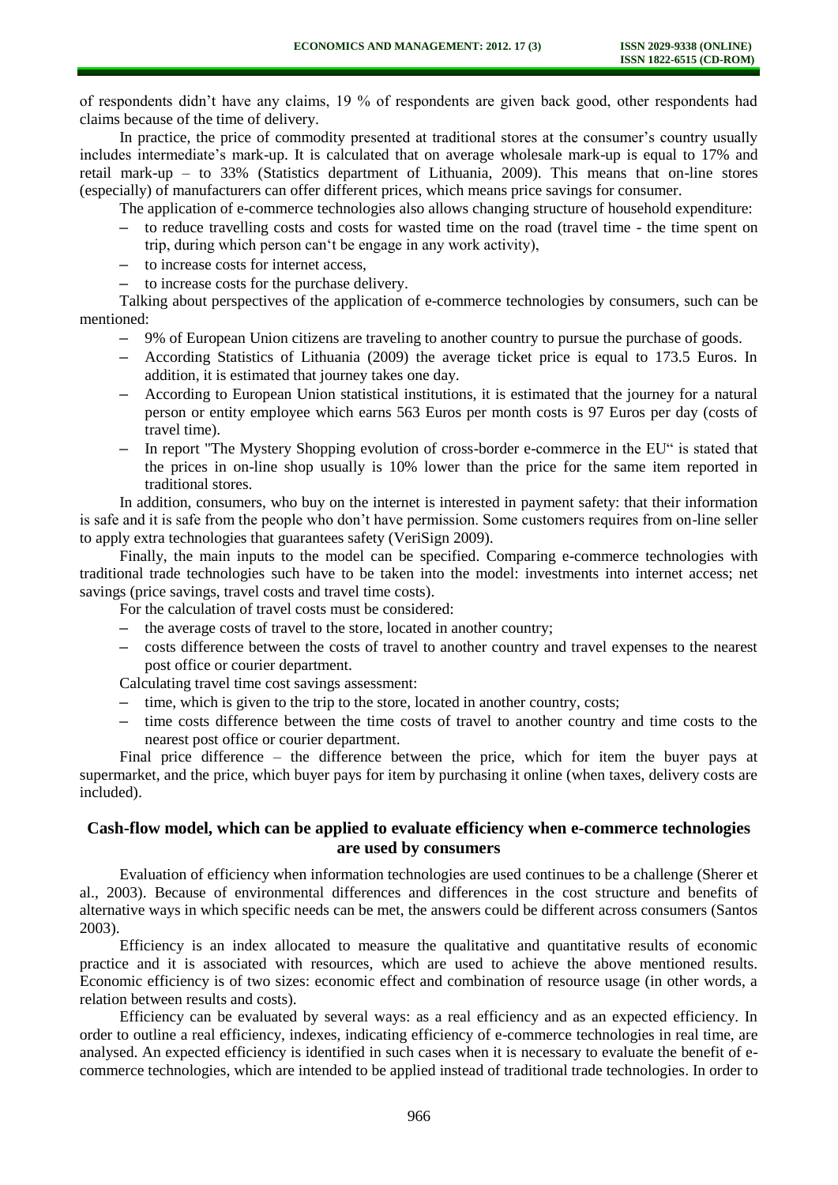of respondents didn't have any claims, 19 % of respondents are given back good, other respondents had claims because of the time of delivery.

In practice, the price of commodity presented at traditional stores at the consumer's country usually includes intermediate's mark-up. It is calculated that on average wholesale mark-up is equal to 17% and retail mark-up – to 33% (Statistics department of Lithuania, 2009). This means that on-line stores (especially) of manufacturers can offer different prices, which means price savings for consumer.

The application of e-commerce technologies also allows changing structure of household expenditure:

- to reduce travelling costs and costs for wasted time on the road (travel time - the time spent on trip, during which person can't be engage in any work activity),
- to increase costs for internet access,
- to increase costs for the purchase delivery.

Talking about perspectives of the application of e-commerce technologies by consumers, such can be mentioned:

- 9% of European Union citizens are traveling to another country to pursue the purchase of goods.
- According Statistics of Lithuania (2009) the average ticket price is equal to 173.5 Euros. In addition, it is estimated that journey takes one day.
- According to European Union statistical institutions, it is estimated that the journey for a natural person or entity employee which earns 563 Euros per month costs is 97 Euros per day (costs of travel time).
- In report "The Mystery Shopping evolution of cross-border e-commerce in the EU" is stated that the prices in on-line shop usually is 10% lower than the price for the same item reported in traditional stores.

In addition, consumers, who buy on the internet is interested in payment safety: that their information is safe and it is safe from the people who don't have permission. Some customers requires from on-line seller to apply extra technologies that guarantees safety (VeriSign 2009).

Finally, the main inputs to the model can be specified. Comparing e-commerce technologies with traditional trade technologies such have to be taken into the model: investments into internet access; net savings (price savings, travel costs and travel time costs).

For the calculation of travel costs must be considered:

- the average costs of travel to the store, located in another country;
- costs difference between the costs of travel to another country and travel expenses to the nearest post office or courier department.

Calculating travel time cost savings assessment:

- time, which is given to the trip to the store, located in another country, costs;
- time costs difference between the time costs of travel to another country and time costs to the nearest post office or courier department.

Final price difference – the difference between the price, which for item the buyer pays at supermarket, and the price, which buyer pays for item by purchasing it online (when taxes, delivery costs are included).

## Cash-flow model, which can be applied to evaluate efficiency when e-commerce technologies are used by consumers

Evaluation of efficiency when information technologies are used continues to be a challenge (Sherer et al., 2003). Because of environmental differences and differences in the cost structure and benefits of alternative ways in which specific needs can be met, the answers could be different across consumers (Santos 2003).

Efficiency is an index allocated to measure the qualitative and quantitative results of economic practice and it is associated with resources, which are used to achieve the above mentioned results. Economic efficiency is of two sizes: economic effect and combination of resource usage (in other words, a relation between results and costs).

Efficiency can be evaluated by several ways: as a real efficiency and as an expected efficiency. In order to outline a real efficiency, indexes, indicating efficiency of e-commerce technologies in real time, are analysed. An expected efficiency is identified in such cases when it is necessary to evaluate the benefit of e-commerce technologies, which are intended to be applied instead of traditional trade technologies. In order to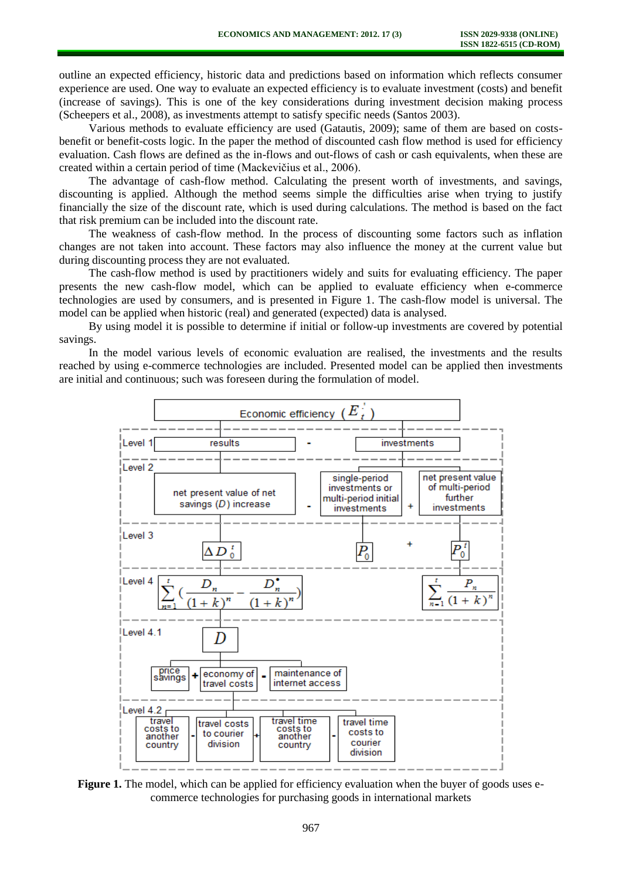outline an expected efficiency, historic data and predictions based on information which reflects consumer experience are used. One way to evaluate an expected efficiency is to evaluate investment (costs) and benefit (increase of savings). This is one of the key considerations during investment decision making process (Scheepers et al., 2008), as investments attempt to satisfy specific needs (Santos 2003).

Various methods to evaluate efficiency are used (Gatautis, 2009); same of them are based on costs-benefit or benefit-costs logic. In the paper the method of discounted cash flow method is used for efficiency evaluation. Cash flows are defined as the in-flows and out-flows of cash or cash equivalents, when these are created within a certain period of time (Mackevičius et al., 2006).

The advantage of cash-flow method. Calculating the present worth of investments, and savings, discounting is applied. Although the method seems simple the difficulties arise when trying to justify financially the size of the discount rate, which is used during calculations. The method is based on the fact that risk premium can be included into the discount rate.

The weakness of cash-flow method. In the process of discounting some factors such as inflation changes are not taken into account. These factors may also influence the money at the current value but during discounting process they are not evaluated.

The cash-flow method is used by practitioners widely and suits for evaluating efficiency. The paper presents the new cash-flow model, which can be applied to evaluate efficiency when e-commerce technologies are used by consumers, and is presented in Figure 1. The cash-flow model is universal. The model can be applied when historic (real) and generated (expected) data is analysed.

By using model it is possible to determine if initial or follow-up investments are covered by potential savings.

In the model various levels of economic evaluation are realised, the investments and the results reached by using e-commerce technologies are included. Presented model can be applied then investments are initial and continuous; such was foreseen during the formulation of model.

Economic efficiency ($E_t^{\cdot}$)

- **Level 1:** results - investments
- **Level 2:** net present value of net savings ($D$) increase - single-period investments or multi-period initial investments + net present value of multi-period further investments
- **Level 3:** $\Delta D_0^t$ - $P_0$ + $P_0^t$
- **Level 4:** $\sum_{n=1}^{t}\left(\frac{D_n}{(1+k)^n} - \frac{D_n^{\bullet}}{(1+k)^n}\right)$ ; $\sum_{n=1}^{t}\frac{P_n}{(1+k)^n}$
- **Level 4.1:** $D$ = price savings + economy of travel costs - maintenance of internet access
- **Level 4.2:** travel costs to another country - travel costs to courier division + travel time costs to another country - travel time costs to courier division

**Figure 1.** The model, which can be applied for efficiency evaluation when the buyer of goods uses e-commerce technologies for purchasing goods in international markets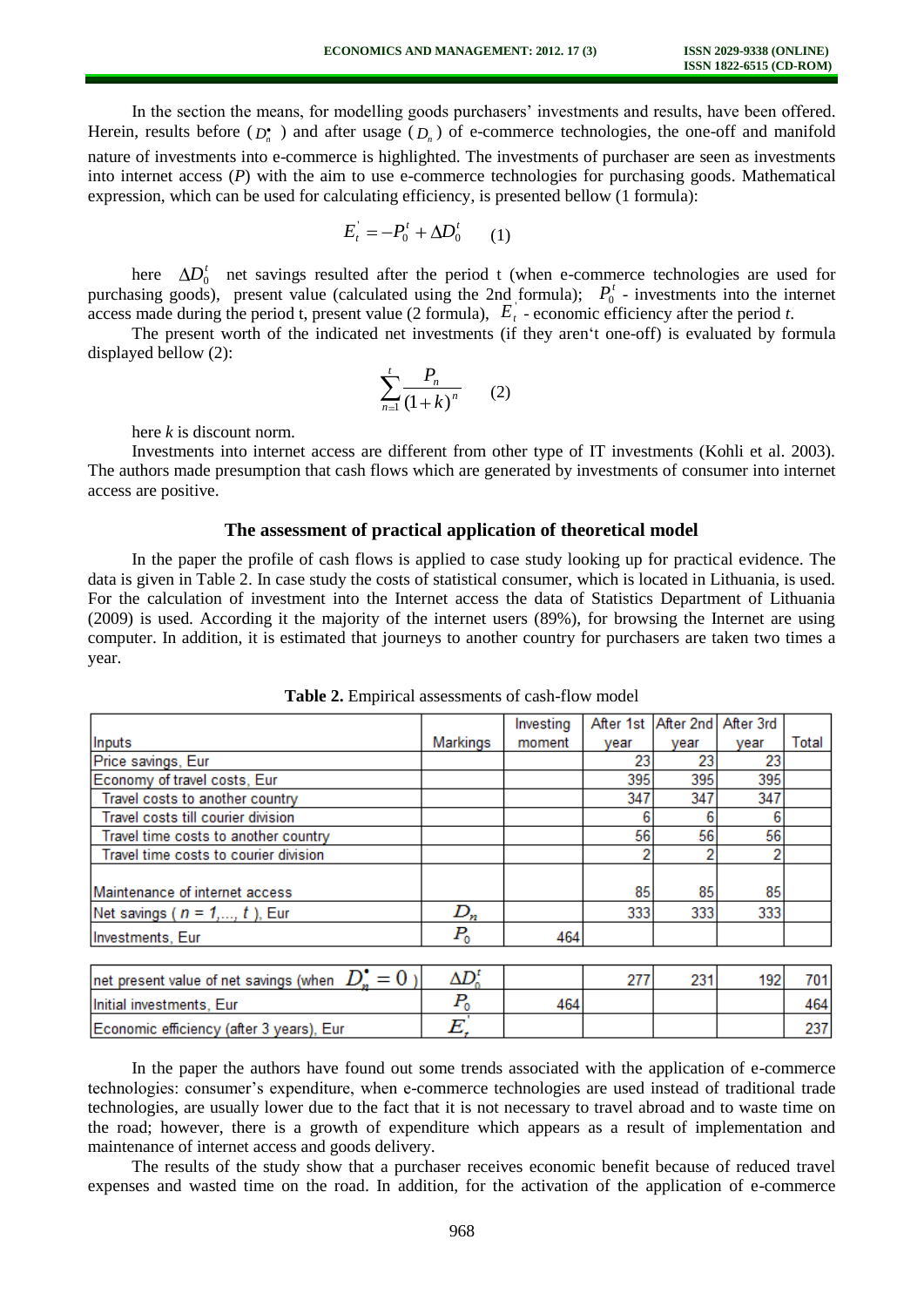In the section the means, for modelling goods purchasers' investments and results, have been offered. Herein, results before ($D_n^{\bullet}$ ) and after usage ($D_n$) of e-commerce technologies, the one-off and manifold nature of investments into e-commerce is highlighted. The investments of purchaser are seen as investments into internet access (*P*) with the aim to use e-commerce technologies for purchasing goods. Mathematical expression, which can be used for calculating efficiency, is presented bellow (1 formula):

$$E_t^{'} = -P_0^t + \Delta D_0^t \qquad (1)$$

here $\Delta D_0^t$ net savings resulted after the period t (when e-commerce technologies are used for purchasing goods), present value (calculated using the 2nd formula); $P_0^t$ - investments into the internet access made during the period t, present value (2 formula), $E_t^{'}$ - economic efficiency after the period *t*.

The present worth of the indicated net investments (if they aren't one-off) is evaluated by formula displayed bellow (2):

$$\sum_{n=1}^{t} \frac{P_n}{(1+k)^n} \qquad (2)$$

here *k* is discount norm.

Investments into internet access are different from other type of IT investments (Kohli et al. 2003). The authors made presumption that cash flows which are generated by investments of consumer into internet access are positive.

## The assessment of practical application of theoretical model

In the paper the profile of cash flows is applied to case study looking up for practical evidence. The data is given in Table 2. In case study the costs of statistical consumer, which is located in Lithuania, is used. For the calculation of investment into the Internet access the data of Statistics Department of Lithuania (2009) is used. According it the majority of the internet users (89%), for browsing the Internet are using computer. In addition, it is estimated that journeys to another country for purchasers are taken two times a year.

**Table 2.** Empirical assessments of cash-flow model

| Inputs | Markings | Investing moment | After 1st year | After 2nd year | After 3rd year | Total |
|---|---|---|---|---|---|---|
| Price savings, Eur | | | 23 | 23 | 23 | |
| Economy of travel costs, Eur | | | 395 | 395 | 395 | |
| Travel costs to another country | | | 347 | 347 | 347 | |
| Travel costs till courier division | | | 6 | 6 | 6 | |
| Travel time costs to another country | | | 56 | 56 | 56 | |
| Travel time costs to courier division | | | 2 | 2 | 2 | |
| Maintenance of internet access | | | 85 | 85 | 85 | |
| Net savings ( $n = 1,..., t$ ), Eur | $D_n$ | | 333 | 333 | 333 | |
| Investments, Eur | $P_0$ | 464 | | | | |
| net present value of net savings (when $D_n^{\bullet} = 0$ ) | $\Delta D_0^t$ | | 277 | 231 | 192 | 701 |
| Initial investments, Eur | $P_0$ | 464 | | | | 464 |
| Economic efficiency (after 3 years), Eur | $E_t^{'}$ | | | | | 237 |

In the paper the authors have found out some trends associated with the application of e-commerce technologies: consumer's expenditure, when e-commerce technologies are used instead of traditional trade technologies, are usually lower due to the fact that it is not necessary to travel abroad and to waste time on the road; however, there is a growth of expenditure which appears as a result of implementation and maintenance of internet access and goods delivery.

The results of the study show that a purchaser receives economic benefit because of reduced travel expenses and wasted time on the road. In addition, for the activation of the application of e-commerce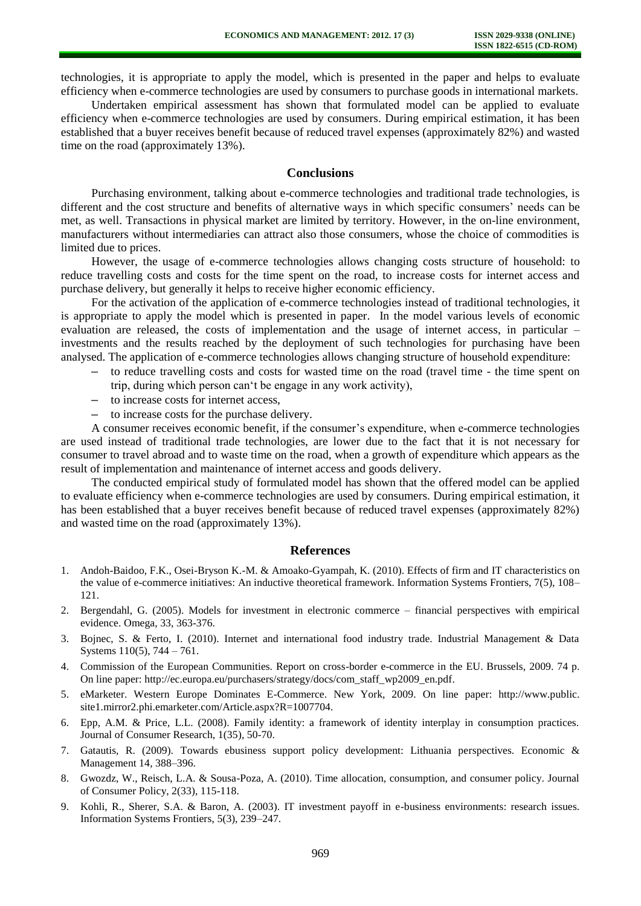technologies, it is appropriate to apply the model, which is presented in the paper and helps to evaluate efficiency when e-commerce technologies are used by consumers to purchase goods in international markets.

Undertaken empirical assessment has shown that formulated model can be applied to evaluate efficiency when e-commerce technologies are used by consumers. During empirical estimation, it has been established that a buyer receives benefit because of reduced travel expenses (approximately 82%) and wasted time on the road (approximately 13%).

## Conclusions

Purchasing environment, talking about e-commerce technologies and traditional trade technologies, is different and the cost structure and benefits of alternative ways in which specific consumers' needs can be met, as well. Transactions in physical market are limited by territory. However, in the on-line environment, manufacturers without intermediaries can attract also those consumers, whose the choice of commodities is limited due to prices.

However, the usage of e-commerce technologies allows changing costs structure of household: to reduce travelling costs and costs for the time spent on the road, to increase costs for internet access and purchase delivery, but generally it helps to receive higher economic efficiency.

For the activation of the application of e-commerce technologies instead of traditional technologies, it is appropriate to apply the model which is presented in paper. In the model various levels of economic evaluation are released, the costs of implementation and the usage of internet access, in particular – investments and the results reached by the deployment of such technologies for purchasing have been analysed. The application of e-commerce technologies allows changing structure of household expenditure:

- to reduce travelling costs and costs for wasted time on the road (travel time - the time spent on trip, during which person can't be engage in any work activity),
- to increase costs for internet access,
- to increase costs for the purchase delivery.

A consumer receives economic benefit, if the consumer's expenditure, when e-commerce technologies are used instead of traditional trade technologies, are lower due to the fact that it is not necessary for consumer to travel abroad and to waste time on the road, when a growth of expenditure which appears as the result of implementation and maintenance of internet access and goods delivery.

The conducted empirical study of formulated model has shown that the offered model can be applied to evaluate efficiency when e-commerce technologies are used by consumers. During empirical estimation, it has been established that a buyer receives benefit because of reduced travel expenses (approximately 82%) and wasted time on the road (approximately 13%).

## References

1. Andoh-Baidoo, F.K., Osei-Bryson K.-M. & Amoako-Gyampah, K. (2010). Effects of firm and IT characteristics on the value of e-commerce initiatives: An inductive theoretical framework. Information Systems Frontiers, 7(5), 108–121.
2. Bergendahl, G. (2005). Models for investment in electronic commerce – financial perspectives with empirical evidence. Omega, 33, 363-376.
3. Bojnec, S. & Ferto, I. (2010). Internet and international food industry trade. Industrial Management & Data Systems 110(5), 744 – 761.
4. Commission of the European Communities. Report on cross-border e-commerce in the EU. Brussels, 2009. 74 p. On line paper: http://ec.europa.eu/purchasers/strategy/docs/com_staff_wp2009_en.pdf.
5. eMarketer. Western Europe Dominates E-Commerce. New York, 2009. On line paper: http://www.public.site1.mirror2.phi.emarketer.com/Article.aspx?R=1007704.
6. Epp, A.M. & Price, L.L. (2008). Family identity: a framework of identity interplay in consumption practices. Journal of Consumer Research, 1(35), 50-70.
7. Gatautis, R. (2009). Towards ebusiness support policy development: Lithuania perspectives. Economic & Management 14, 388–396.
8. Gwozdz, W., Reisch, L.A. & Sousa-Poza, A. (2010). Time allocation, consumption, and consumer policy. Journal of Consumer Policy, 2(33), 115-118.
9. Kohli, R., Sherer, S.A. & Baron, A. (2003). IT investment payoff in e-business environments: research issues. Information Systems Frontiers, 5(3), 239–247.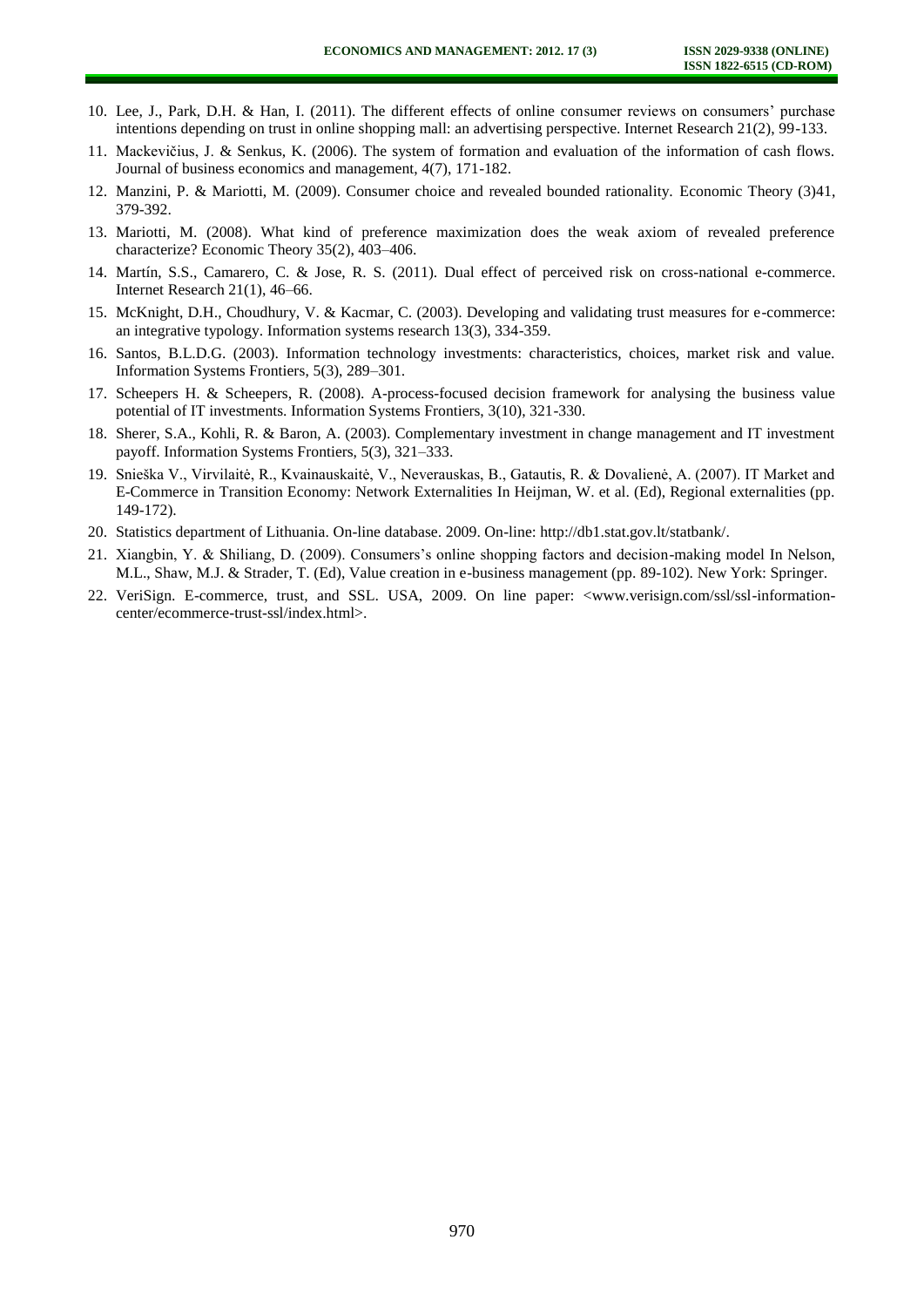10. Lee, J., Park, D.H. & Han, I. (2011). The different effects of online consumer reviews on consumers' purchase intentions depending on trust in online shopping mall: an advertising perspective. Internet Research 21(2), 99-133.
11. Mackevičius, J. & Senkus, K. (2006). The system of formation and evaluation of the information of cash flows. Journal of business economics and management, 4(7), 171-182.
12. Manzini, P. & Mariotti, M. (2009). Consumer choice and revealed bounded rationality. Economic Theory (3)41, 379-392.
13. Mariotti, M. (2008). What kind of preference maximization does the weak axiom of revealed preference characterize? Economic Theory 35(2), 403–406.
14. Martín, S.S., Camarero, C. & Jose, R. S. (2011). Dual effect of perceived risk on cross-national e-commerce. Internet Research 21(1), 46–66.
15. McKnight, D.H., Choudhury, V. & Kacmar, C. (2003). Developing and validating trust measures for e-commerce: an integrative typology. Information systems research 13(3), 334-359.
16. Santos, B.L.D.G. (2003). Information technology investments: characteristics, choices, market risk and value. Information Systems Frontiers, 5(3), 289–301.
17. Scheepers H. & Scheepers, R. (2008). A-process-focused decision framework for analysing the business value potential of IT investments. Information Systems Frontiers, 3(10), 321-330.
18. Sherer, S.A., Kohli, R. & Baron, A. (2003). Complementary investment in change management and IT investment payoff. Information Systems Frontiers, 5(3), 321–333.
19. Snieška V., Virvilaitė, R., Kvainauskaitė, V., Neverauskas, B., Gatautis, R. & Dovalienė, A. (2007). IT Market and E-Commerce in Transition Economy: Network Externalities In Heijman, W. et al. (Ed), Regional externalities (pp. 149-172).
20. Statistics department of Lithuania. On-line database. 2009. On-line: http://db1.stat.gov.lt/statbank/.
21. Xiangbin, Y. & Shiliang, D. (2009). Consumers's online shopping factors and decision-making model In Nelson, M.L., Shaw, M.J. & Strader, T. (Ed), Value creation in e-business management (pp. 89-102). New York: Springer.
22. VeriSign. E-commerce, trust, and SSL. USA, 2009. On line paper: <www.verisign.com/ssl/ssl-information-center/ecommerce-trust-ssl/index.html>.